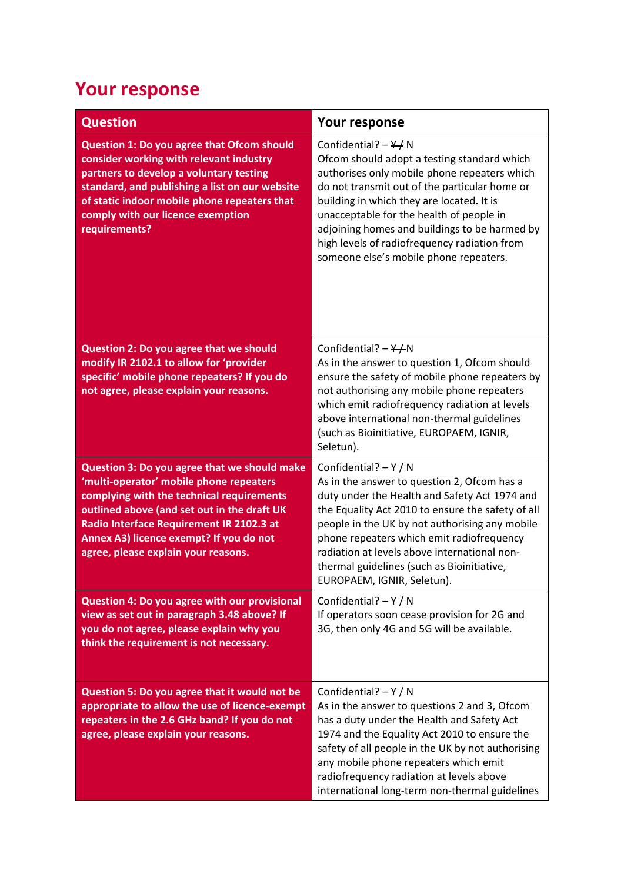## Your response

| Question | Your response |
|---|---|
| **Question 1: Do you agree that Ofcom should consider working with relevant industry partners to develop a voluntary testing standard, and publishing a list on our website of static indoor mobile phone repeaters that comply with our licence exemption requirements?** | Confidential? – ~~Y~~ / N<br>Ofcom should adopt a testing standard which authorises only mobile phone repeaters which do not transmit out of the particular home or building in which they are located. It is unacceptable for the health of people in adjoining homes and buildings to be harmed by high levels of radiofrequency radiation from someone else's mobile phone repeaters. |
| **Question 2: Do you agree that we should modify IR 2102.1 to allow for 'provider specific' mobile phone repeaters? If you do not agree, please explain your reasons.** | Confidential? – ~~Y~~ /N<br>As in the answer to question 1, Ofcom should ensure the safety of mobile phone repeaters by not authorising any mobile phone repeaters which emit radiofrequency radiation at levels above international non-thermal guidelines (such as Bioinitiative, EUROPAEM, IGNIR, Seletun). |
| **Question 3: Do you agree that we should make 'multi-operator' mobile phone repeaters complying with the technical requirements outlined above (and set out in the draft UK Radio Interface Requirement IR 2102.3 at Annex A3) licence exempt? If you do not agree, please explain your reasons.** | Confidential? – ~~Y~~ / N<br>As in the answer to question 2, Ofcom has a duty under the Health and Safety Act 1974 and the Equality Act 2010 to ensure the safety of all people in the UK by not authorising any mobile phone repeaters which emit radiofrequency radiation at levels above international non-thermal guidelines (such as Bioinitiative, EUROPAEM, IGNIR, Seletun). |
| **Question 4: Do you agree with our provisional view as set out in paragraph 3.48 above? If you do not agree, please explain why you think the requirement is not necessary.** | Confidential? – ~~Y~~ / N<br>If operators soon cease provision for 2G and 3G, then only 4G and 5G will be available. |
| **Question 5: Do you agree that it would not be appropriate to allow the use of licence-exempt repeaters in the 2.6 GHz band? If you do not agree, please explain your reasons.** | Confidential? – ~~Y~~ / N<br>As in the answer to questions 2 and 3, Ofcom has a duty under the Health and Safety Act 1974 and the Equality Act 2010 to ensure the safety of all people in the UK by not authorising any mobile phone repeaters which emit radiofrequency radiation at levels above international long-term non-thermal guidelines |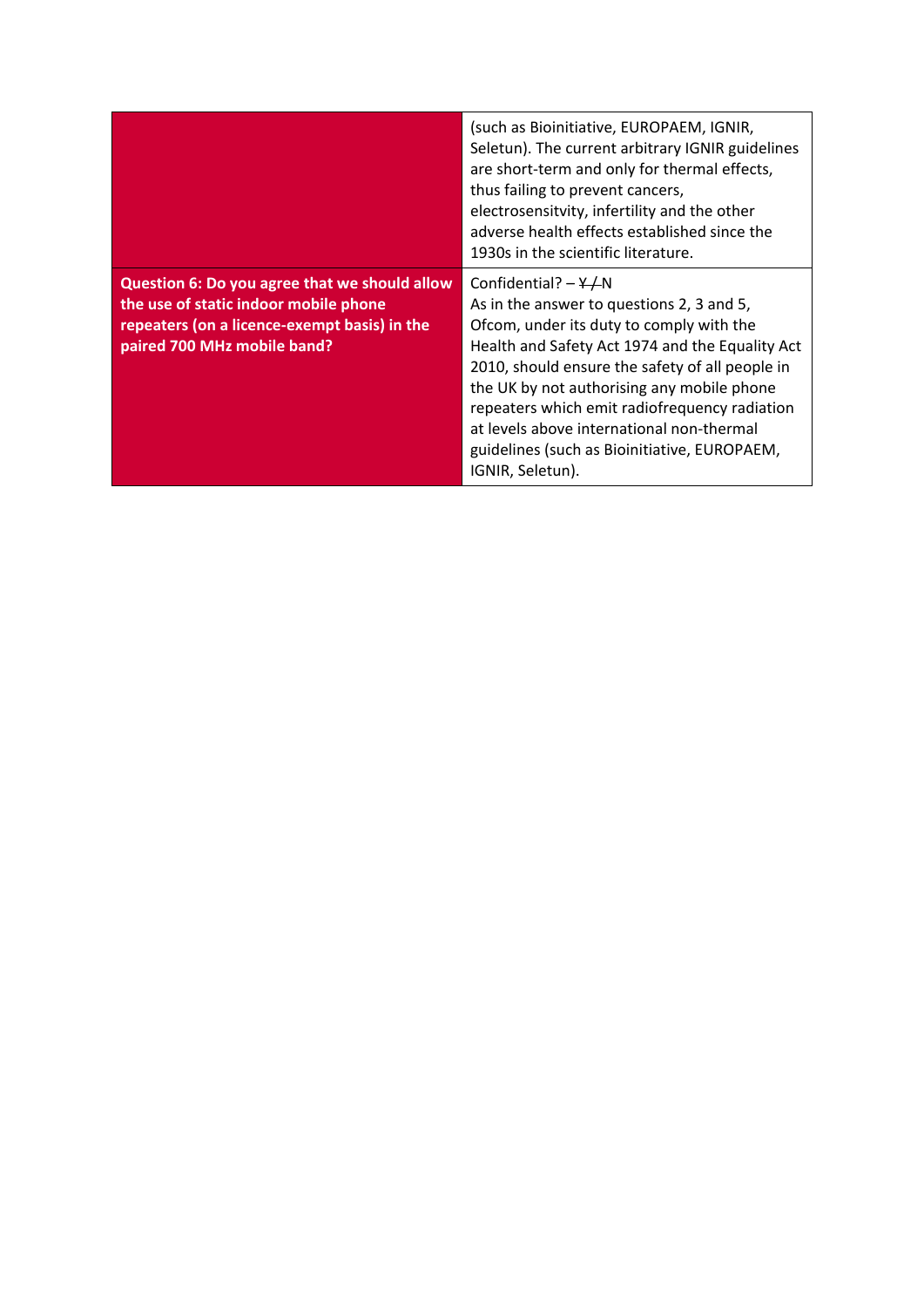| | |
|---|---|
| | (such as Bioinitiative, EUROPAEM, IGNIR, Seletun). The current arbitrary IGNIR guidelines are short-term and only for thermal effects, thus failing to prevent cancers, electrosensitvity, infertility and the other adverse health effects established since the 1930s in the scientific literature. |
| **Question 6: Do you agree that we should allow the use of static indoor mobile phone repeaters (on a licence-exempt basis) in the paired 700 MHz mobile band?** | Confidential? – ~~Y /~~ N<br>As in the answer to questions 2, 3 and 5, Ofcom, under its duty to comply with the Health and Safety Act 1974 and the Equality Act 2010, should ensure the safety of all people in the UK by not authorising any mobile phone repeaters which emit radiofrequency radiation at levels above international non-thermal guidelines (such as Bioinitiative, EUROPAEM, IGNIR, Seletun). |